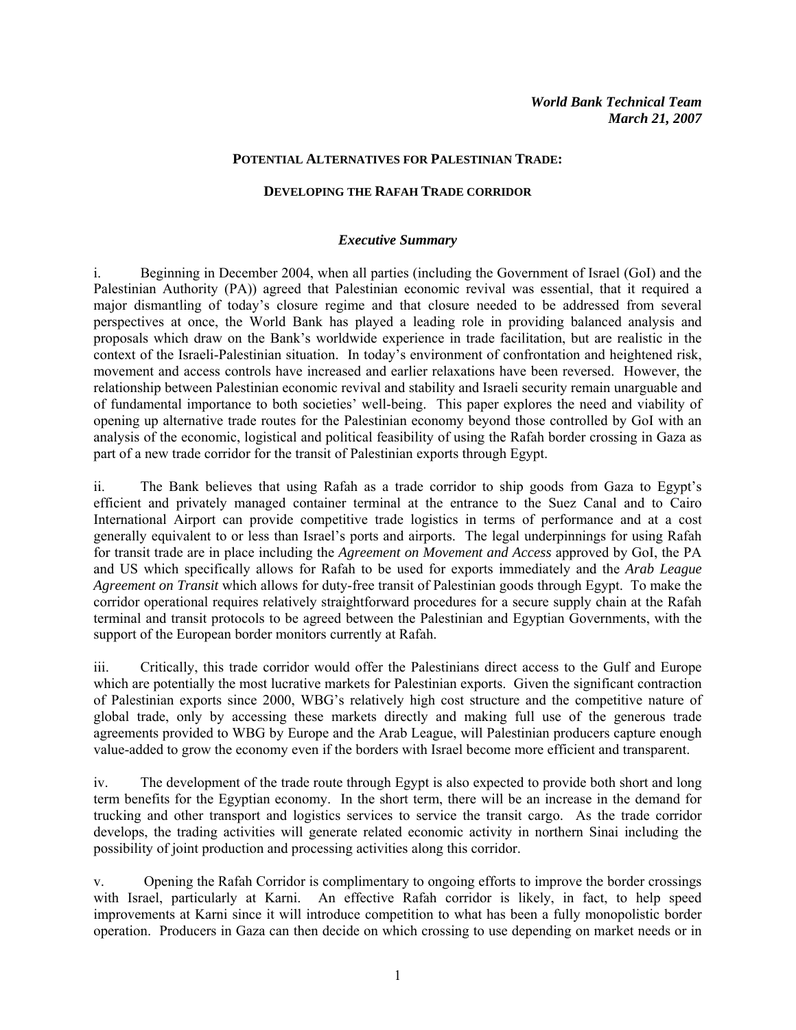*World Bank Technical Team*
*March 21, 2007*

**POTENTIAL ALTERNATIVES FOR PALESTINIAN TRADE:**

**DEVELOPING THE RAFAH TRADE CORRIDOR**

## *Executive Summary*

i. Beginning in December 2004, when all parties (including the Government of Israel (GoI) and the Palestinian Authority (PA)) agreed that Palestinian economic revival was essential, that it required a major dismantling of today's closure regime and that closure needed to be addressed from several perspectives at once, the World Bank has played a leading role in providing balanced analysis and proposals which draw on the Bank's worldwide experience in trade facilitation, but are realistic in the context of the Israeli-Palestinian situation. In today's environment of confrontation and heightened risk, movement and access controls have increased and earlier relaxations have been reversed. However, the relationship between Palestinian economic revival and stability and Israeli security remain unarguable and of fundamental importance to both societies' well-being. This paper explores the need and viability of opening up alternative trade routes for the Palestinian economy beyond those controlled by GoI with an analysis of the economic, logistical and political feasibility of using the Rafah border crossing in Gaza as part of a new trade corridor for the transit of Palestinian exports through Egypt.

ii. The Bank believes that using Rafah as a trade corridor to ship goods from Gaza to Egypt's efficient and privately managed container terminal at the entrance to the Suez Canal and to Cairo International Airport can provide competitive trade logistics in terms of performance and at a cost generally equivalent to or less than Israel's ports and airports. The legal underpinnings for using Rafah for transit trade are in place including the *Agreement on Movement and Access* approved by GoI, the PA and US which specifically allows for Rafah to be used for exports immediately and the *Arab League Agreement on Transit* which allows for duty-free transit of Palestinian goods through Egypt. To make the corridor operational requires relatively straightforward procedures for a secure supply chain at the Rafah terminal and transit protocols to be agreed between the Palestinian and Egyptian Governments, with the support of the European border monitors currently at Rafah.

iii. Critically, this trade corridor would offer the Palestinians direct access to the Gulf and Europe which are potentially the most lucrative markets for Palestinian exports. Given the significant contraction of Palestinian exports since 2000, WBG's relatively high cost structure and the competitive nature of global trade, only by accessing these markets directly and making full use of the generous trade agreements provided to WBG by Europe and the Arab League, will Palestinian producers capture enough value-added to grow the economy even if the borders with Israel become more efficient and transparent.

iv. The development of the trade route through Egypt is also expected to provide both short and long term benefits for the Egyptian economy. In the short term, there will be an increase in the demand for trucking and other transport and logistics services to service the transit cargo. As the trade corridor develops, the trading activities will generate related economic activity in northern Sinai including the possibility of joint production and processing activities along this corridor.

v. Opening the Rafah Corridor is complimentary to ongoing efforts to improve the border crossings with Israel, particularly at Karni. An effective Rafah corridor is likely, in fact, to help speed improvements at Karni since it will introduce competition to what has been a fully monopolistic border operation. Producers in Gaza can then decide on which crossing to use depending on market needs or in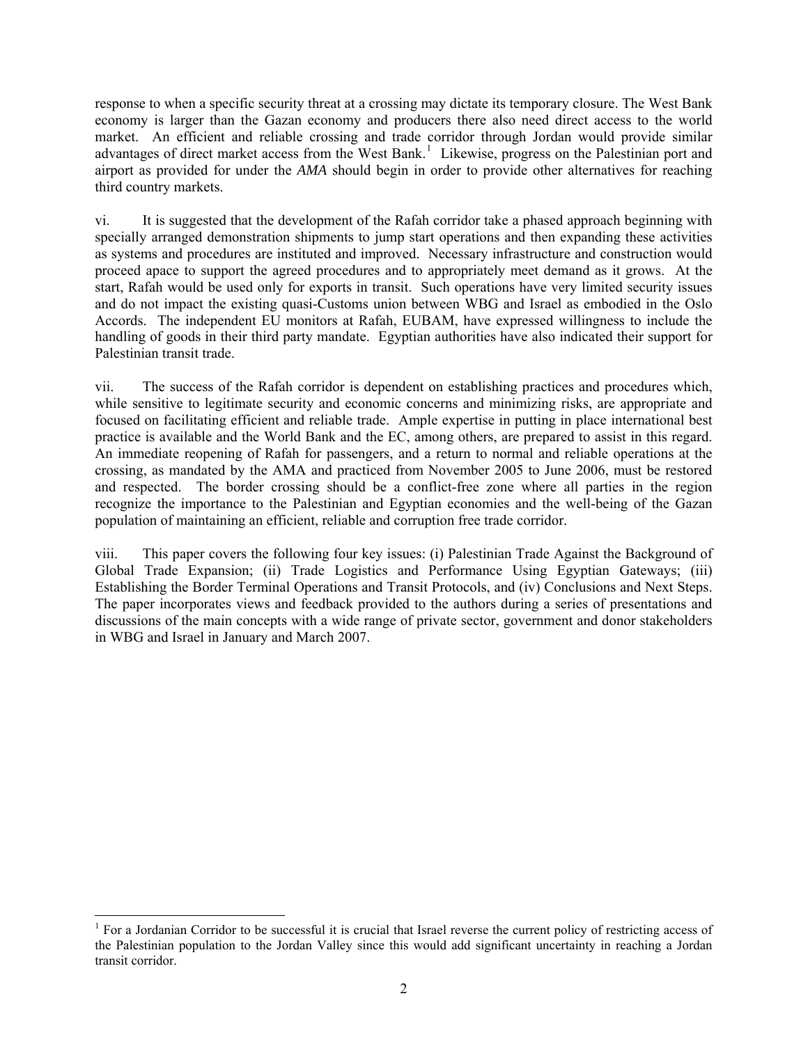response to when a specific security threat at a crossing may dictate its temporary closure. The West Bank economy is larger than the Gazan economy and producers there also need direct access to the world market. An efficient and reliable crossing and trade corridor through Jordan would provide similar advantages of direct market access from the West Bank.[1] Likewise, progress on the Palestinian port and airport as provided for under the *AMA* should begin in order to provide other alternatives for reaching third country markets.

vi. It is suggested that the development of the Rafah corridor take a phased approach beginning with specially arranged demonstration shipments to jump start operations and then expanding these activities as systems and procedures are instituted and improved. Necessary infrastructure and construction would proceed apace to support the agreed procedures and to appropriately meet demand as it grows. At the start, Rafah would be used only for exports in transit. Such operations have very limited security issues and do not impact the existing quasi-Customs union between WBG and Israel as embodied in the Oslo Accords. The independent EU monitors at Rafah, EUBAM, have expressed willingness to include the handling of goods in their third party mandate. Egyptian authorities have also indicated their support for Palestinian transit trade.

vii. The success of the Rafah corridor is dependent on establishing practices and procedures which, while sensitive to legitimate security and economic concerns and minimizing risks, are appropriate and focused on facilitating efficient and reliable trade. Ample expertise in putting in place international best practice is available and the World Bank and the EC, among others, are prepared to assist in this regard. An immediate reopening of Rafah for passengers, and a return to normal and reliable operations at the crossing, as mandated by the AMA and practiced from November 2005 to June 2006, must be restored and respected. The border crossing should be a conflict-free zone where all parties in the region recognize the importance to the Palestinian and Egyptian economies and the well-being of the Gazan population of maintaining an efficient, reliable and corruption free trade corridor.

viii. This paper covers the following four key issues: (i) Palestinian Trade Against the Background of Global Trade Expansion; (ii) Trade Logistics and Performance Using Egyptian Gateways; (iii) Establishing the Border Terminal Operations and Transit Protocols, and (iv) Conclusions and Next Steps. The paper incorporates views and feedback provided to the authors during a series of presentations and discussions of the main concepts with a wide range of private sector, government and donor stakeholders in WBG and Israel in January and March 2007.

[1] For a Jordanian Corridor to be successful it is crucial that Israel reverse the current policy of restricting access of the Palestinian population to the Jordan Valley since this would add significant uncertainty in reaching a Jordan transit corridor.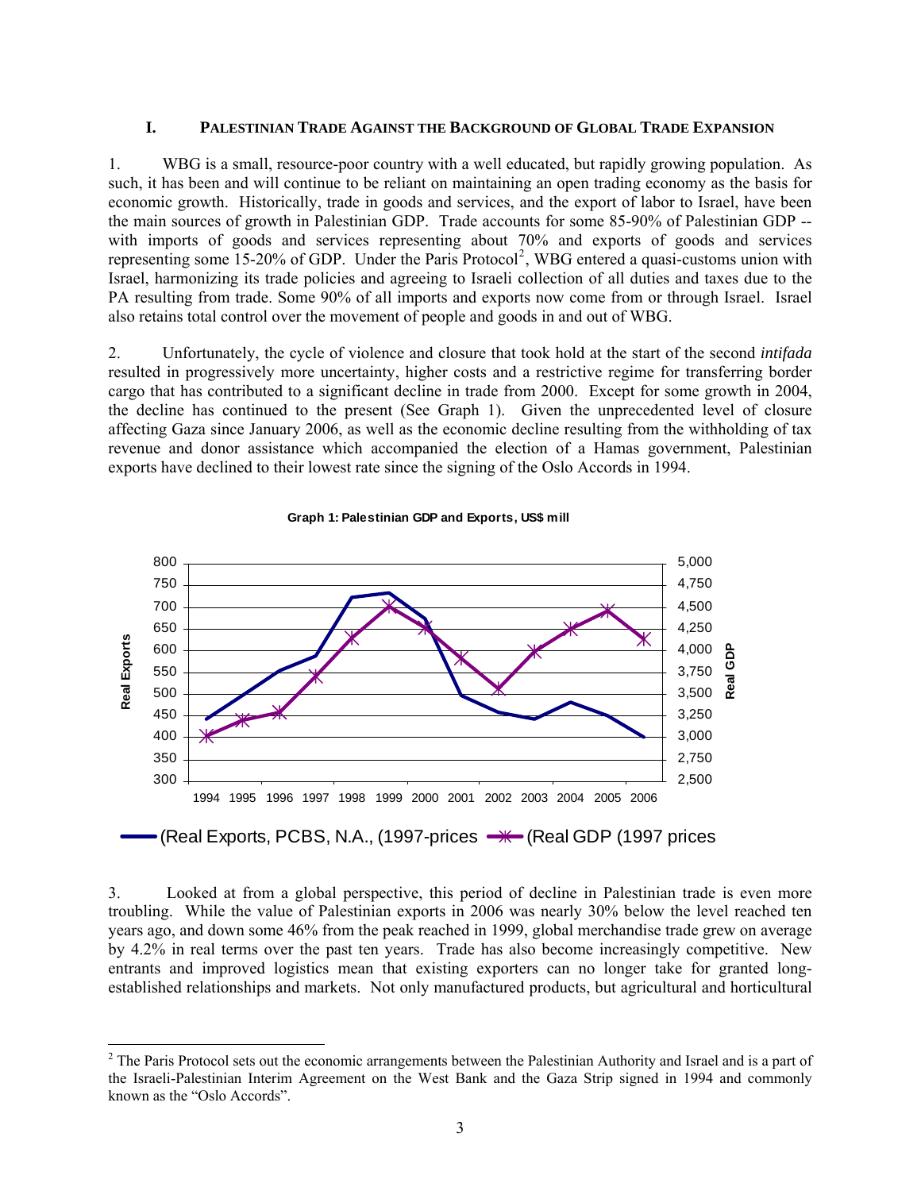## I. Palestinian Trade Against the Background of Global Trade Expansion

1. WBG is a small, resource-poor country with a well educated, but rapidly growing population. As such, it has been and will continue to be reliant on maintaining an open trading economy as the basis for economic growth. Historically, trade in goods and services, and the export of labor to Israel, have been the main sources of growth in Palestinian GDP. Trade accounts for some 85-90% of Palestinian GDP -- with imports of goods and services representing about 70% and exports of goods and services representing some 15-20% of GDP. Under the Paris Protocol[2], WBG entered a quasi-customs union with Israel, harmonizing its trade policies and agreeing to Israeli collection of all duties and taxes due to the PA resulting from trade. Some 90% of all imports and exports now come from or through Israel. Israel also retains total control over the movement of people and goods in and out of WBG.

2. Unfortunately, the cycle of violence and closure that took hold at the start of the second *intifada* resulted in progressively more uncertainty, higher costs and a restrictive regime for transferring border cargo that has contributed to a significant decline in trade from 2000. Except for some growth in 2004, the decline has continued to the present (See Graph 1). Given the unprecedented level of closure affecting Gaza since January 2006, as well as the economic decline resulting from the withholding of tax revenue and donor assistance which accompanied the election of a Hamas government, Palestinian exports have declined to their lowest rate since the signing of the Oslo Accords in 1994.

**Graph 1: Palestinian GDP and Exports, US$ mill**

Left axis: Real Exports (300–800); Right axis: Real GDP (2,500–5,000); Years 1994–2006

Legend: (Real Exports, PCBS, N.A., (1997-prices; (Real GDP (1997 prices

3. Looked at from a global perspective, this period of decline in Palestinian trade is even more troubling. While the value of Palestinian exports in 2006 was nearly 30% below the level reached ten years ago, and down some 46% from the peak reached in 1999, global merchandise trade grew on average by 4.2% in real terms over the past ten years. Trade has also become increasingly competitive. New entrants and improved logistics mean that existing exporters can no longer take for granted long-established relationships and markets. Not only manufactured products, but agricultural and horticultural

---

[2] The Paris Protocol sets out the economic arrangements between the Palestinian Authority and Israel and is a part of the Israeli-Palestinian Interim Agreement on the West Bank and the Gaza Strip signed in 1994 and commonly known as the "Oslo Accords".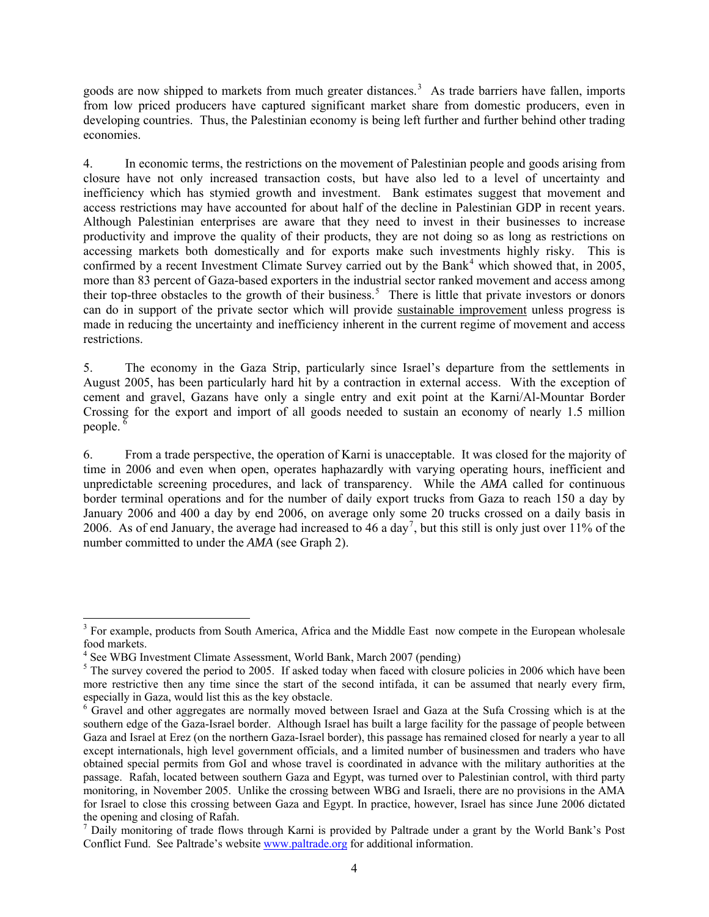goods are now shipped to markets from much greater distances.[3] As trade barriers have fallen, imports from low priced producers have captured significant market share from domestic producers, even in developing countries. Thus, the Palestinian economy is being left further and further behind other trading economies.

4. In economic terms, the restrictions on the movement of Palestinian people and goods arising from closure have not only increased transaction costs, but have also led to a level of uncertainty and inefficiency which has stymied growth and investment. Bank estimates suggest that movement and access restrictions may have accounted for about half of the decline in Palestinian GDP in recent years. Although Palestinian enterprises are aware that they need to invest in their businesses to increase productivity and improve the quality of their products, they are not doing so as long as restrictions on accessing markets both domestically and for exports make such investments highly risky. This is confirmed by a recent Investment Climate Survey carried out by the Bank[4] which showed that, in 2005, more than 83 percent of Gaza-based exporters in the industrial sector ranked movement and access among their top-three obstacles to the growth of their business.[5] There is little that private investors or donors can do in support of the private sector which will provide <u>sustainable improvement</u> unless progress is made in reducing the uncertainty and inefficiency inherent in the current regime of movement and access restrictions.

5. The economy in the Gaza Strip, particularly since Israel's departure from the settlements in August 2005, has been particularly hard hit by a contraction in external access. With the exception of cement and gravel, Gazans have only a single entry and exit point at the Karni/Al-Mountar Border Crossing for the export and import of all goods needed to sustain an economy of nearly 1.5 million people.[6]

6. From a trade perspective, the operation of Karni is unacceptable. It was closed for the majority of time in 2006 and even when open, operates haphazardly with varying operating hours, inefficient and unpredictable screening procedures, and lack of transparency. While the *AMA* called for continuous border terminal operations and for the number of daily export trucks from Gaza to reach 150 a day by January 2006 and 400 a day by end 2006, on average only some 20 trucks crossed on a daily basis in 2006. As of end January, the average had increased to 46 a day[7], but this still is only just over 11% of the number committed to under the *AMA* (see Graph 2).

---

[3] For example, products from South America, Africa and the Middle East now compete in the European wholesale food markets.

[4] See WBG Investment Climate Assessment, World Bank, March 2007 (pending)

[5] The survey covered the period to 2005. If asked today when faced with closure policies in 2006 which have been more restrictive then any time since the start of the second intifada, it can be assumed that nearly every firm, especially in Gaza, would list this as the key obstacle.

[6] Gravel and other aggregates are normally moved between Israel and Gaza at the Sufa Crossing which is at the southern edge of the Gaza-Israel border. Although Israel has built a large facility for the passage of people between Gaza and Israel at Erez (on the northern Gaza-Israel border), this passage has remained closed for nearly a year to all except internationals, high level government officials, and a limited number of businessmen and traders who have obtained special permits from GoI and whose travel is coordinated in advance with the military authorities at the passage. Rafah, located between southern Gaza and Egypt, was turned over to Palestinian control, with third party monitoring, in November 2005. Unlike the crossing between WBG and Israeli, there are no provisions in the AMA for Israel to close this crossing between Gaza and Egypt. In practice, however, Israel has since June 2006 dictated the opening and closing of Rafah.

[7] Daily monitoring of trade flows through Karni is provided by Paltrade under a grant by the World Bank's Post Conflict Fund. See Paltrade's website www.paltrade.org for additional information.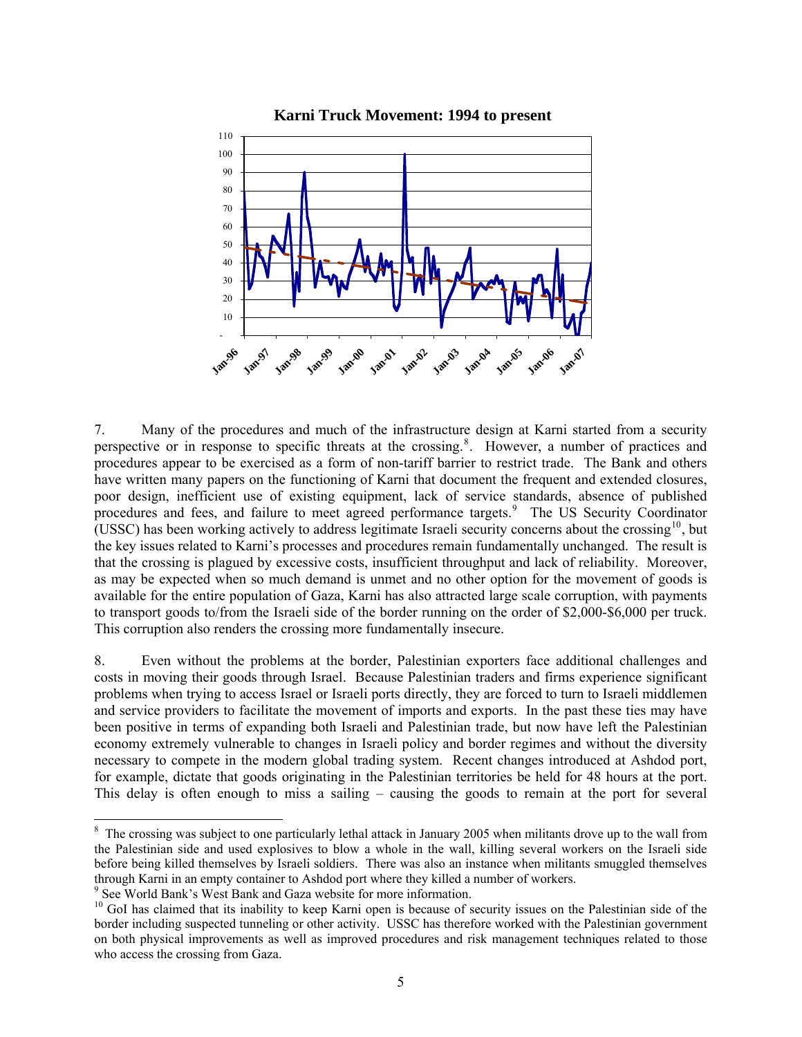**Karni Truck Movement: 1994 to present**

7. Many of the procedures and much of the infrastructure design at Karni started from a security perspective or in response to specific threats at the crossing.[8]. However, a number of practices and procedures appear to be exercised as a form of non-tariff barrier to restrict trade. The Bank and others have written many papers on the functioning of Karni that document the frequent and extended closures, poor design, inefficient use of existing equipment, lack of service standards, absence of published procedures and fees, and failure to meet agreed performance targets.[9] The US Security Coordinator (USSC) has been working actively to address legitimate Israeli security concerns about the crossing[10], but the key issues related to Karni's processes and procedures remain fundamentally unchanged. The result is that the crossing is plagued by excessive costs, insufficient throughput and lack of reliability. Moreover, as may be expected when so much demand is unmet and no other option for the movement of goods is available for the entire population of Gaza, Karni has also attracted large scale corruption, with payments to transport goods to/from the Israeli side of the border running on the order of \$2,000-\$6,000 per truck. This corruption also renders the crossing more fundamentally insecure.

8. Even without the problems at the border, Palestinian exporters face additional challenges and costs in moving their goods through Israel. Because Palestinian traders and firms experience significant problems when trying to access Israel or Israeli ports directly, they are forced to turn to Israeli middlemen and service providers to facilitate the movement of imports and exports. In the past these ties may have been positive in terms of expanding both Israeli and Palestinian trade, but now have left the Palestinian economy extremely vulnerable to changes in Israeli policy and border regimes and without the diversity necessary to compete in the modern global trading system. Recent changes introduced at Ashdod port, for example, dictate that goods originating in the Palestinian territories be held for 48 hours at the port. This delay is often enough to miss a sailing – causing the goods to remain at the port for several

---

[8] The crossing was subject to one particularly lethal attack in January 2005 when militants drove up to the wall from the Palestinian side and used explosives to blow a whole in the wall, killing several workers on the Israeli side before being killed themselves by Israeli soldiers. There was also an instance when militants smuggled themselves through Karni in an empty container to Ashdod port where they killed a number of workers.

[9] See World Bank's West Bank and Gaza website for more information.

[10] GoI has claimed that its inability to keep Karni open is because of security issues on the Palestinian side of the border including suspected tunneling or other activity. USSC has therefore worked with the Palestinian government on both physical improvements as well as improved procedures and risk management techniques related to those who access the crossing from Gaza.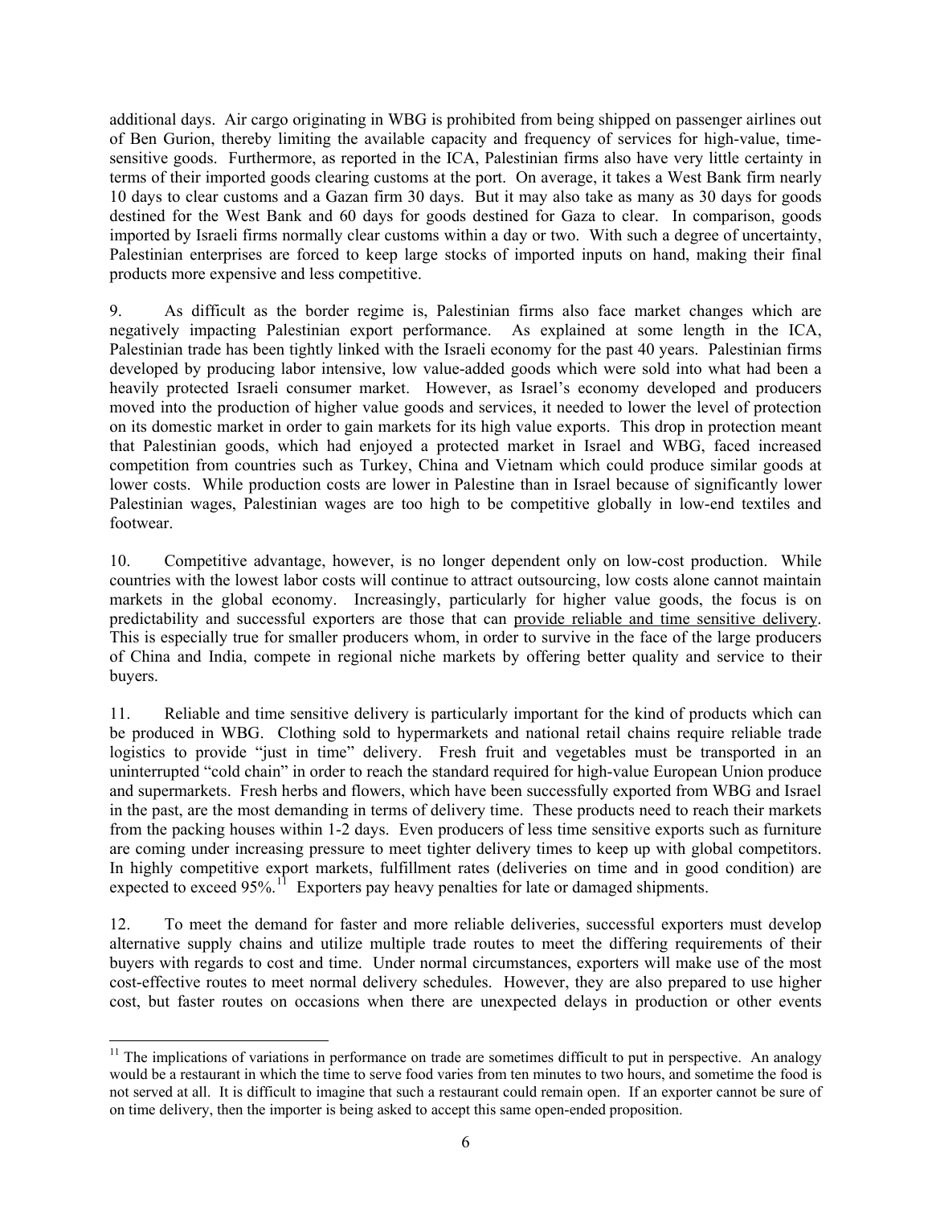additional days. Air cargo originating in WBG is prohibited from being shipped on passenger airlines out of Ben Gurion, thereby limiting the available capacity and frequency of services for high-value, time-sensitive goods. Furthermore, as reported in the ICA, Palestinian firms also have very little certainty in terms of their imported goods clearing customs at the port. On average, it takes a West Bank firm nearly 10 days to clear customs and a Gazan firm 30 days. But it may also take as many as 30 days for goods destined for the West Bank and 60 days for goods destined for Gaza to clear. In comparison, goods imported by Israeli firms normally clear customs within a day or two. With such a degree of uncertainty, Palestinian enterprises are forced to keep large stocks of imported inputs on hand, making their final products more expensive and less competitive.

9. As difficult as the border regime is, Palestinian firms also face market changes which are negatively impacting Palestinian export performance. As explained at some length in the ICA, Palestinian trade has been tightly linked with the Israeli economy for the past 40 years. Palestinian firms developed by producing labor intensive, low value-added goods which were sold into what had been a heavily protected Israeli consumer market. However, as Israel's economy developed and producers moved into the production of higher value goods and services, it needed to lower the level of protection on its domestic market in order to gain markets for its high value exports. This drop in protection meant that Palestinian goods, which had enjoyed a protected market in Israel and WBG, faced increased competition from countries such as Turkey, China and Vietnam which could produce similar goods at lower costs. While production costs are lower in Palestine than in Israel because of significantly lower Palestinian wages, Palestinian wages are too high to be competitive globally in low-end textiles and footwear.

10. Competitive advantage, however, is no longer dependent only on low-cost production. While countries with the lowest labor costs will continue to attract outsourcing, low costs alone cannot maintain markets in the global economy. Increasingly, particularly for higher value goods, the focus is on predictability and successful exporters are those that can provide reliable and time sensitive delivery. This is especially true for smaller producers whom, in order to survive in the face of the large producers of China and India, compete in regional niche markets by offering better quality and service to their buyers.

11. Reliable and time sensitive delivery is particularly important for the kind of products which can be produced in WBG. Clothing sold to hypermarkets and national retail chains require reliable trade logistics to provide "just in time" delivery. Fresh fruit and vegetables must be transported in an uninterrupted "cold chain" in order to reach the standard required for high-value European Union produce and supermarkets. Fresh herbs and flowers, which have been successfully exported from WBG and Israel in the past, are the most demanding in terms of delivery time. These products need to reach their markets from the packing houses within 1-2 days. Even producers of less time sensitive exports such as furniture are coming under increasing pressure to meet tighter delivery times to keep up with global competitors. In highly competitive export markets, fulfillment rates (deliveries on time and in good condition) are expected to exceed 95%.[11] Exporters pay heavy penalties for late or damaged shipments.

12. To meet the demand for faster and more reliable deliveries, successful exporters must develop alternative supply chains and utilize multiple trade routes to meet the differing requirements of their buyers with regards to cost and time. Under normal circumstances, exporters will make use of the most cost-effective routes to meet normal delivery schedules. However, they are also prepared to use higher cost, but faster routes on occasions when there are unexpected delays in production or other events

[11] The implications of variations in performance on trade are sometimes difficult to put in perspective. An analogy would be a restaurant in which the time to serve food varies from ten minutes to two hours, and sometime the food is not served at all. It is difficult to imagine that such a restaurant could remain open. If an exporter cannot be sure of on time delivery, then the importer is being asked to accept this same open-ended proposition.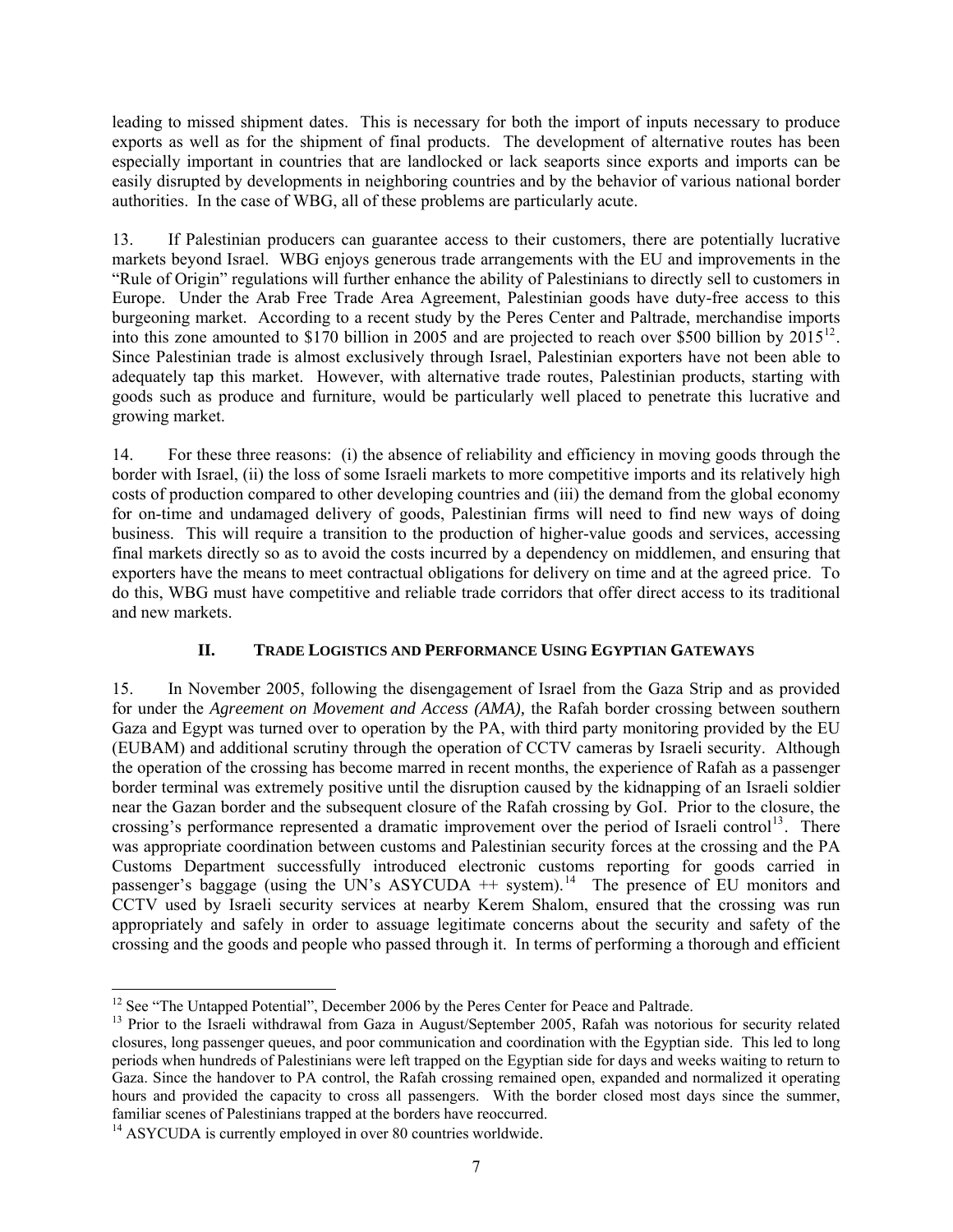leading to missed shipment dates. This is necessary for both the import of inputs necessary to produce exports as well as for the shipment of final products. The development of alternative routes has been especially important in countries that are landlocked or lack seaports since exports and imports can be easily disrupted by developments in neighboring countries and by the behavior of various national border authorities. In the case of WBG, all of these problems are particularly acute.

13. If Palestinian producers can guarantee access to their customers, there are potentially lucrative markets beyond Israel. WBG enjoys generous trade arrangements with the EU and improvements in the "Rule of Origin" regulations will further enhance the ability of Palestinians to directly sell to customers in Europe. Under the Arab Free Trade Area Agreement, Palestinian goods have duty-free access to this burgeoning market. According to a recent study by the Peres Center and Paltrade, merchandise imports into this zone amounted to $170 billion in 2005 and are projected to reach over $500 billion by 2015[12]. Since Palestinian trade is almost exclusively through Israel, Palestinian exporters have not been able to adequately tap this market. However, with alternative trade routes, Palestinian products, starting with goods such as produce and furniture, would be particularly well placed to penetrate this lucrative and growing market.

14. For these three reasons: (i) the absence of reliability and efficiency in moving goods through the border with Israel, (ii) the loss of some Israeli markets to more competitive imports and its relatively high costs of production compared to other developing countries and (iii) the demand from the global economy for on-time and undamaged delivery of goods, Palestinian firms will need to find new ways of doing business. This will require a transition to the production of higher-value goods and services, accessing final markets directly so as to avoid the costs incurred by a dependency on middlemen, and ensuring that exporters have the means to meet contractual obligations for delivery on time and at the agreed price. To do this, WBG must have competitive and reliable trade corridors that offer direct access to its traditional and new markets.

## II. Trade Logistics and Performance Using Egyptian Gateways

15. In November 2005, following the disengagement of Israel from the Gaza Strip and as provided for under the *Agreement on Movement and Access (AMA)*, the Rafah border crossing between southern Gaza and Egypt was turned over to operation by the PA, with third party monitoring provided by the EU (EUBAM) and additional scrutiny through the operation of CCTV cameras by Israeli security. Although the operation of the crossing has become marred in recent months, the experience of Rafah as a passenger border terminal was extremely positive until the disruption caused by the kidnapping of an Israeli soldier near the Gazan border and the subsequent closure of the Rafah crossing by GoI. Prior to the closure, the crossing's performance represented a dramatic improvement over the period of Israeli control[13]. There was appropriate coordination between customs and Palestinian security forces at the crossing and the PA Customs Department successfully introduced electronic customs reporting for goods carried in passenger's baggage (using the UN's ASYCUDA ++ system).[14] The presence of EU monitors and CCTV used by Israeli security services at nearby Kerem Shalom, ensured that the crossing was run appropriately and safely in order to assuage legitimate concerns about the security and safety of the crossing and the goods and people who passed through it. In terms of performing a thorough and efficient

---

[12] See "The Untapped Potential", December 2006 by the Peres Center for Peace and Paltrade.

[13] Prior to the Israeli withdrawal from Gaza in August/September 2005, Rafah was notorious for security related closures, long passenger queues, and poor communication and coordination with the Egyptian side. This led to long periods when hundreds of Palestinians were left trapped on the Egyptian side for days and weeks waiting to return to Gaza. Since the handover to PA control, the Rafah crossing remained open, expanded and normalized it operating hours and provided the capacity to cross all passengers. With the border closed most days since the summer, familiar scenes of Palestinians trapped at the borders have reoccurred.

[14] ASYCUDA is currently employed in over 80 countries worldwide.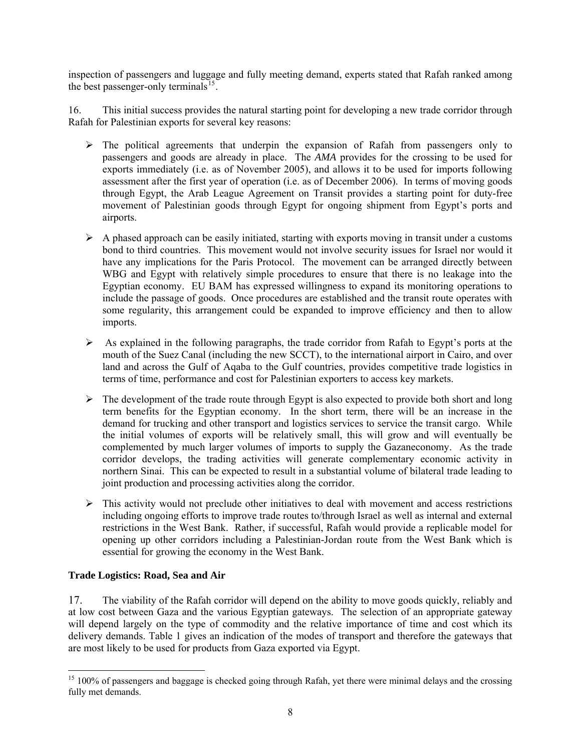inspection of passengers and luggage and fully meeting demand, experts stated that Rafah ranked among the best passenger-only terminals[15].

16. This initial success provides the natural starting point for developing a new trade corridor through Rafah for Palestinian exports for several key reasons:

- The political agreements that underpin the expansion of Rafah from passengers only to passengers and goods are already in place. The *AMA* provides for the crossing to be used for exports immediately (i.e. as of November 2005), and allows it to be used for imports following assessment after the first year of operation (i.e. as of December 2006). In terms of moving goods through Egypt, the Arab League Agreement on Transit provides a starting point for duty-free movement of Palestinian goods through Egypt for ongoing shipment from Egypt's ports and airports.

- A phased approach can be easily initiated, starting with exports moving in transit under a customs bond to third countries. This movement would not involve security issues for Israel nor would it have any implications for the Paris Protocol. The movement can be arranged directly between WBG and Egypt with relatively simple procedures to ensure that there is no leakage into the Egyptian economy. EU BAM has expressed willingness to expand its monitoring operations to include the passage of goods. Once procedures are established and the transit route operates with some regularity, this arrangement could be expanded to improve efficiency and then to allow imports.

- As explained in the following paragraphs, the trade corridor from Rafah to Egypt's ports at the mouth of the Suez Canal (including the new SCCT), to the international airport in Cairo, and over land and across the Gulf of Aqaba to the Gulf countries, provides competitive trade logistics in terms of time, performance and cost for Palestinian exporters to access key markets.

- The development of the trade route through Egypt is also expected to provide both short and long term benefits for the Egyptian economy. In the short term, there will be an increase in the demand for trucking and other transport and logistics services to service the transit cargo. While the initial volumes of exports will be relatively small, this will grow and will eventually be complemented by much larger volumes of imports to supply the Gazaneconomy. As the trade corridor develops, the trading activities will generate complementary economic activity in northern Sinai. This can be expected to result in a substantial volume of bilateral trade leading to joint production and processing activities along the corridor.

- This activity would not preclude other initiatives to deal with movement and access restrictions including ongoing efforts to improve trade routes to/through Israel as well as internal and external restrictions in the West Bank. Rather, if successful, Rafah would provide a replicable model for opening up other corridors including a Palestinian-Jordan route from the West Bank which is essential for growing the economy in the West Bank.

### Trade Logistics: Road, Sea and Air

17. The viability of the Rafah corridor will depend on the ability to move goods quickly, reliably and at low cost between Gaza and the various Egyptian gateways. The selection of an appropriate gateway will depend largely on the type of commodity and the relative importance of time and cost which its delivery demands. Table 1 gives an indication of the modes of transport and therefore the gateways that are most likely to be used for products from Gaza exported via Egypt.

[15] 100% of passengers and baggage is checked going through Rafah, yet there were minimal delays and the crossing fully met demands.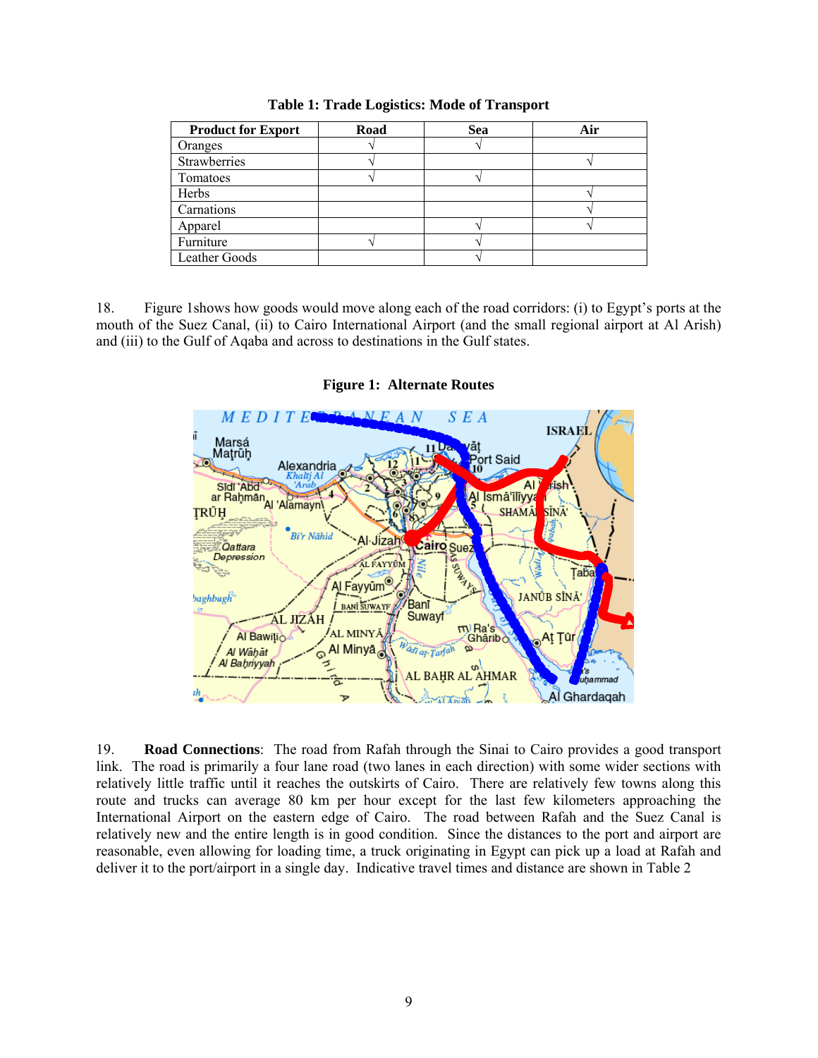**Table 1: Trade Logistics: Mode of Transport**

| Product for Export | Road | Sea | Air |
|---|---|---|---|
| Oranges | √ | √ | |
| Strawberries | √ | | √ |
| Tomatoes | √ | √ | |
| Herbs | | | √ |
| Carnations | | | √ |
| Apparel | | √ | √ |
| Furniture | √ | √ | |
| Leather Goods | | √ | |

18. Figure 1shows how goods would move along each of the road corridors: (i) to Egypt's ports at the mouth of the Suez Canal, (ii) to Cairo International Airport (and the small regional airport at Al Arish) and (iii) to the Gulf of Aqaba and across to destinations in the Gulf states.

**Figure 1: Alternate Routes**

19. **Road Connections**: The road from Rafah through the Sinai to Cairo provides a good transport link. The road is primarily a four lane road (two lanes in each direction) with some wider sections with relatively little traffic until it reaches the outskirts of Cairo. There are relatively few towns along this route and trucks can average 80 km per hour except for the last few kilometers approaching the International Airport on the eastern edge of Cairo. The road between Rafah and the Suez Canal is relatively new and the entire length is in good condition. Since the distances to the port and airport are reasonable, even allowing for loading time, a truck originating in Egypt can pick up a load at Rafah and deliver it to the port/airport in a single day. Indicative travel times and distance are shown in Table 2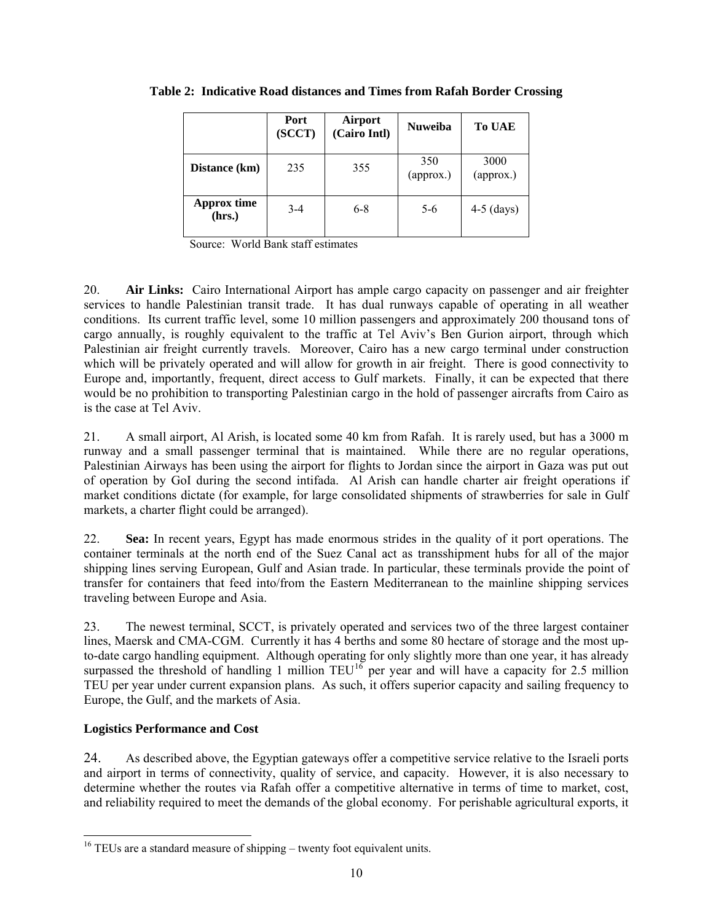**Table 2: Indicative Road distances and Times from Rafah Border Crossing**

| | Port (SCCT) | Airport (Cairo Intl) | Nuweiba | To UAE |
|---|---|---|---|---|
| **Distance (km)** | 235 | 355 | 350 (approx.) | 3000 (approx.) |
| **Approx time (hrs.)** | 3-4 | 6-8 | 5-6 | 4-5 (days) |

Source: World Bank staff estimates

20. **Air Links:** Cairo International Airport has ample cargo capacity on passenger and air freighter services to handle Palestinian transit trade. It has dual runways capable of operating in all weather conditions. Its current traffic level, some 10 million passengers and approximately 200 thousand tons of cargo annually, is roughly equivalent to the traffic at Tel Aviv's Ben Gurion airport, through which Palestinian air freight currently travels. Moreover, Cairo has a new cargo terminal under construction which will be privately operated and will allow for growth in air freight. There is good connectivity to Europe and, importantly, frequent, direct access to Gulf markets. Finally, it can be expected that there would be no prohibition to transporting Palestinian cargo in the hold of passenger aircrafts from Cairo as is the case at Tel Aviv.

21. A small airport, Al Arish, is located some 40 km from Rafah. It is rarely used, but has a 3000 m runway and a small passenger terminal that is maintained. While there are no regular operations, Palestinian Airways has been using the airport for flights to Jordan since the airport in Gaza was put out of operation by GoI during the second intifada. Al Arish can handle charter air freight operations if market conditions dictate (for example, for large consolidated shipments of strawberries for sale in Gulf markets, a charter flight could be arranged).

22. **Sea:** In recent years, Egypt has made enormous strides in the quality of it port operations. The container terminals at the north end of the Suez Canal act as transshipment hubs for all of the major shipping lines serving European, Gulf and Asian trade. In particular, these terminals provide the point of transfer for containers that feed into/from the Eastern Mediterranean to the mainline shipping services traveling between Europe and Asia.

23. The newest terminal, SCCT, is privately operated and services two of the three largest container lines, Maersk and CMA-CGM. Currently it has 4 berths and some 80 hectare of storage and the most up-to-date cargo handling equipment. Although operating for only slightly more than one year, it has already surpassed the threshold of handling 1 million TEU[16] per year and will have a capacity for 2.5 million TEU per year under current expansion plans. As such, it offers superior capacity and sailing frequency to Europe, the Gulf, and the markets of Asia.

**Logistics Performance and Cost**

24. As described above, the Egyptian gateways offer a competitive service relative to the Israeli ports and airport in terms of connectivity, quality of service, and capacity. However, it is also necessary to determine whether the routes via Rafah offer a competitive alternative in terms of time to market, cost, and reliability required to meet the demands of the global economy. For perishable agricultural exports, it

[16] TEUs are a standard measure of shipping – twenty foot equivalent units.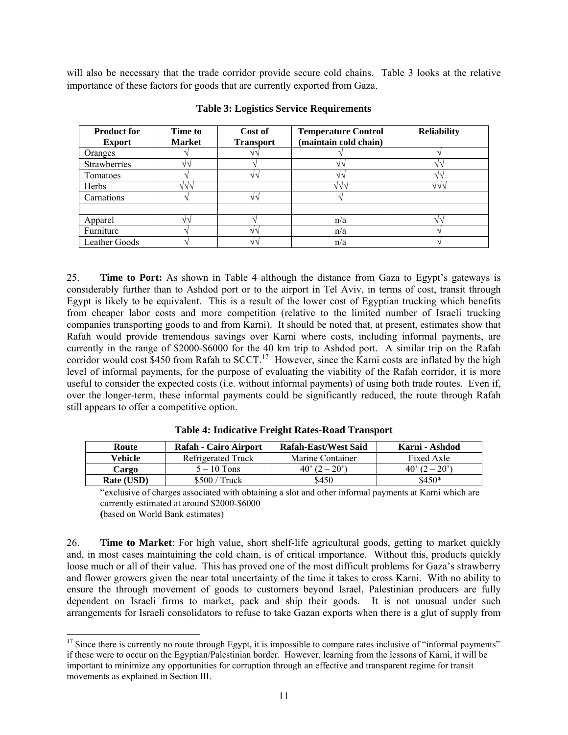will also be necessary that the trade corridor provide secure cold chains. Table 3 looks at the relative importance of these factors for goods that are currently exported from Gaza.

**Table 3: Logistics Service Requirements**

| Product for Export | Time to Market | Cost of Transport | Temperature Control (maintain cold chain) | Reliability |
|---|---|---|---|---|
| Oranges | √ | √√ | √ | √ |
| Strawberries | √√ | √ | √√ | √√ |
| Tomatoes | √ | √√ | √√ | √√ |
| Herbs | √√√ | | √√√ | √√√ |
| Carnations | √ | √√ | √ | |
| | | | | |
| Apparel | √√ | √ | n/a | √√ |
| Furniture | √ | √√ | n/a | √ |
| Leather Goods | √ | √√ | n/a | √ |

25. **Time to Port:** As shown in Table 4 although the distance from Gaza to Egypt's gateways is considerably further than to Ashdod port or to the airport in Tel Aviv, in terms of cost, transit through Egypt is likely to be equivalent. This is a result of the lower cost of Egyptian trucking which benefits from cheaper labor costs and more competition (relative to the limited number of Israeli trucking companies transporting goods to and from Karni). It should be noted that, at present, estimates show that Rafah would provide tremendous savings over Karni where costs, including informal payments, are currently in the range of $2000-$6000 for the 40 km trip to Ashdod port. A similar trip on the Rafah corridor would cost $450 from Rafah to SCCT.[17] However, since the Karni costs are inflated by the high level of informal payments, for the purpose of evaluating the viability of the Rafah corridor, it is more useful to consider the expected costs (i.e. without informal payments) of using both trade routes. Even if, over the longer-term, these informal payments could be significantly reduced, the route through Rafah still appears to offer a competitive option.

**Table 4: Indicative Freight Rates-Road Transport**

| Route | Rafah - Cairo Airport | Rafah-East/West Said | Karni - Ashdod |
|---|---|---|---|
| **Vehicle** | Refrigerated Truck | Marine Container | Fixed Axle |
| **Cargo** | 5 – 10 Tons | 40' (2 – 20') | 40' (2 – 20') |
| **Rate (USD)** | $500 / Truck | $450 | $450* |

"exclusive of charges associated with obtaining a slot and other informal payments at Karni which are currently estimated at around $2000-$6000
(based on World Bank estimates)

26. **Time to Market**: For high value, short shelf-life agricultural goods, getting to market quickly and, in most cases maintaining the cold chain, is of critical importance. Without this, products quickly loose much or all of their value. This has proved one of the most difficult problems for Gaza's strawberry and flower growers given the near total uncertainty of the time it takes to cross Karni. With no ability to ensure the through movement of goods to customers beyond Israel, Palestinian producers are fully dependent on Israeli firms to market, pack and ship their goods. It is not unusual under such arrangements for Israeli consolidators to refuse to take Gazan exports when there is a glut of supply from

[17] Since there is currently no route through Egypt, it is impossible to compare rates inclusive of "informal payments" if these were to occur on the Egyptian/Palestinian border. However, learning from the lessons of Karni, it will be important to minimize any opportunities for corruption through an effective and transparent regime for transit movements as explained in Section III.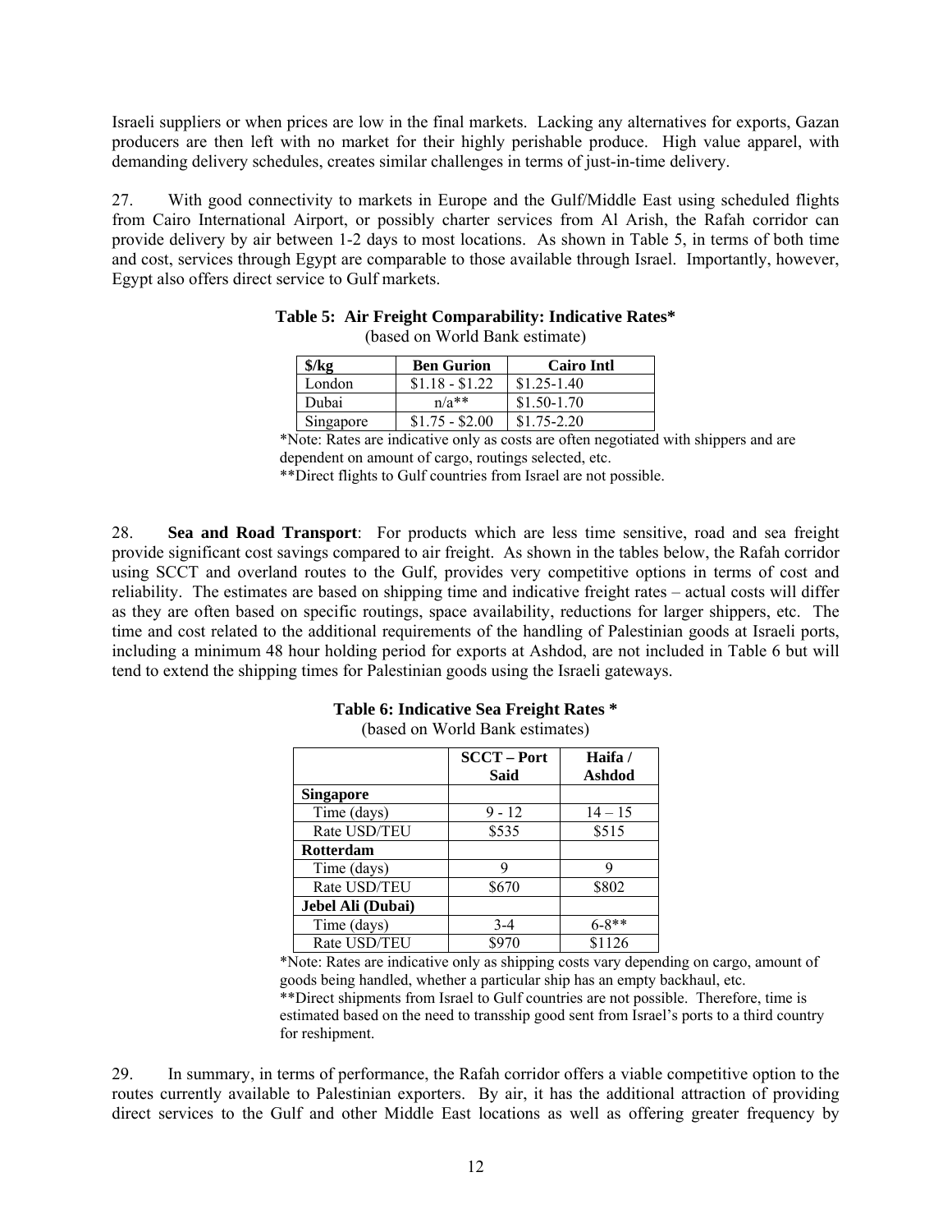Israeli suppliers or when prices are low in the final markets. Lacking any alternatives for exports, Gazan producers are then left with no market for their highly perishable produce. High value apparel, with demanding delivery schedules, creates similar challenges in terms of just-in-time delivery.

27. With good connectivity to markets in Europe and the Gulf/Middle East using scheduled flights from Cairo International Airport, or possibly charter services from Al Arish, the Rafah corridor can provide delivery by air between 1-2 days to most locations. As shown in Table 5, in terms of both time and cost, services through Egypt are comparable to those available through Israel. Importantly, however, Egypt also offers direct service to Gulf markets.

**Table 5: Air Freight Comparability: Indicative Rates***
(based on World Bank estimate)

| $/kg | Ben Gurion | Cairo Intl |
|---|---|---|
| London | $1.18 - $1.22 | $1.25-1.40 |
| Dubai | n/a** | $1.50-1.70 |
| Singapore | $1.75 - $2.00 | $1.75-2.20 |

*Note: Rates are indicative only as costs are often negotiated with shippers and are dependent on amount of cargo, routings selected, etc.
**Direct flights to Gulf countries from Israel are not possible.

28. **Sea and Road Transport**: For products which are less time sensitive, road and sea freight provide significant cost savings compared to air freight. As shown in the tables below, the Rafah corridor using SCCT and overland routes to the Gulf, provides very competitive options in terms of cost and reliability. The estimates are based on shipping time and indicative freight rates – actual costs will differ as they are often based on specific routings, space availability, reductions for larger shippers, etc. The time and cost related to the additional requirements of the handling of Palestinian goods at Israeli ports, including a minimum 48 hour holding period for exports at Ashdod, are not included in Table 6 but will tend to extend the shipping times for Palestinian goods using the Israeli gateways.

**Table 6: Indicative Sea Freight Rates ***
(based on World Bank estimates)

| | SCCT – Port Said | Haifa / Ashdod |
|---|---|---|
| **Singapore** | | |
| Time (days) | 9 - 12 | 14 – 15 |
| Rate USD/TEU | $535 | $515 |
| **Rotterdam** | | |
| Time (days) | 9 | 9 |
| Rate USD/TEU | $670 | $802 |
| **Jebel Ali (Dubai)** | | |
| Time (days) | 3-4 | 6-8** |
| Rate USD/TEU | $970 | $1126 |

*Note: Rates are indicative only as shipping costs vary depending on cargo, amount of goods being handled, whether a particular ship has an empty backhaul, etc.
**Direct shipments from Israel to Gulf countries are not possible. Therefore, time is estimated based on the need to transship good sent from Israel's ports to a third country for reshipment.

29. In summary, in terms of performance, the Rafah corridor offers a viable competitive option to the routes currently available to Palestinian exporters. By air, it has the additional attraction of providing direct services to the Gulf and other Middle East locations as well as offering greater frequency by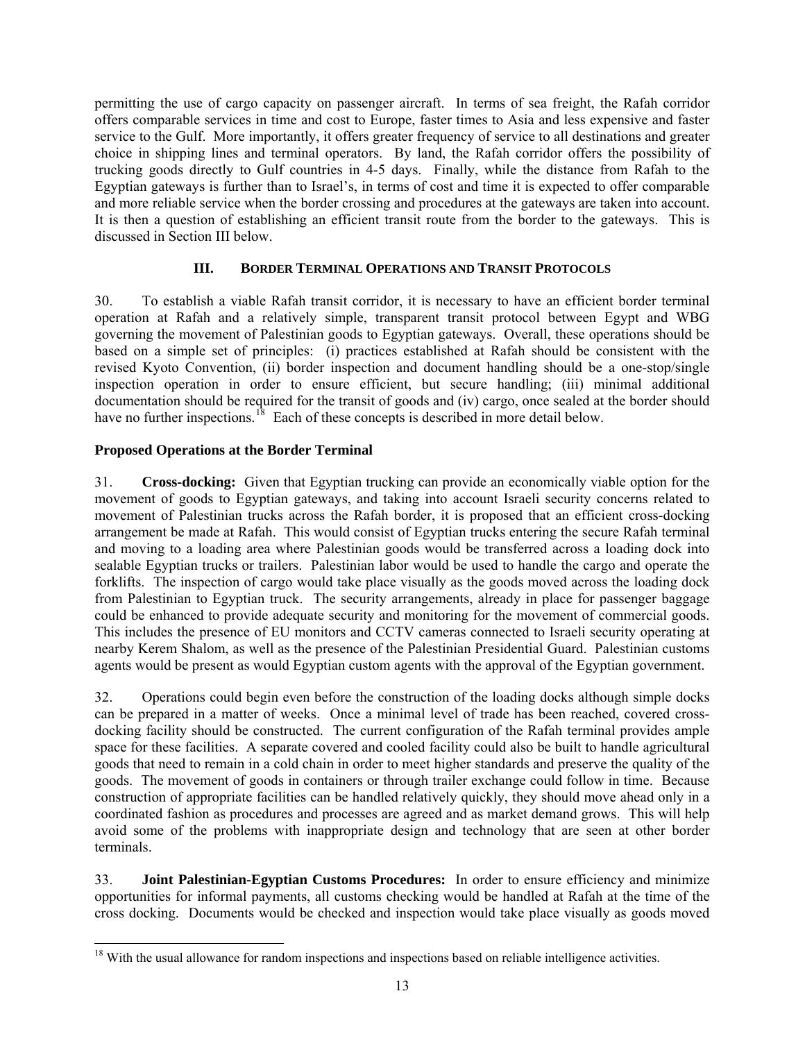permitting the use of cargo capacity on passenger aircraft. In terms of sea freight, the Rafah corridor offers comparable services in time and cost to Europe, faster times to Asia and less expensive and faster service to the Gulf. More importantly, it offers greater frequency of service to all destinations and greater choice in shipping lines and terminal operators. By land, the Rafah corridor offers the possibility of trucking goods directly to Gulf countries in 4-5 days. Finally, while the distance from Rafah to the Egyptian gateways is further than to Israel's, in terms of cost and time it is expected to offer comparable and more reliable service when the border crossing and procedures at the gateways are taken into account. It is then a question of establishing an efficient transit route from the border to the gateways. This is discussed in Section III below.

## III. Border Terminal Operations and Transit Protocols

30. To establish a viable Rafah transit corridor, it is necessary to have an efficient border terminal operation at Rafah and a relatively simple, transparent transit protocol between Egypt and WBG governing the movement of Palestinian goods to Egyptian gateways. Overall, these operations should be based on a simple set of principles: (i) practices established at Rafah should be consistent with the revised Kyoto Convention, (ii) border inspection and document handling should be a one-stop/single inspection operation in order to ensure efficient, but secure handling; (iii) minimal additional documentation should be required for the transit of goods and (iv) cargo, once sealed at the border should have no further inspections.[18] Each of these concepts is described in more detail below.

### Proposed Operations at the Border Terminal

31. **Cross-docking:** Given that Egyptian trucking can provide an economically viable option for the movement of goods to Egyptian gateways, and taking into account Israeli security concerns related to movement of Palestinian trucks across the Rafah border, it is proposed that an efficient cross-docking arrangement be made at Rafah. This would consist of Egyptian trucks entering the secure Rafah terminal and moving to a loading area where Palestinian goods would be transferred across a loading dock into sealable Egyptian trucks or trailers. Palestinian labor would be used to handle the cargo and operate the forklifts. The inspection of cargo would take place visually as the goods moved across the loading dock from Palestinian to Egyptian truck. The security arrangements, already in place for passenger baggage could be enhanced to provide adequate security and monitoring for the movement of commercial goods. This includes the presence of EU monitors and CCTV cameras connected to Israeli security operating at nearby Kerem Shalom, as well as the presence of the Palestinian Presidential Guard. Palestinian customs agents would be present as would Egyptian custom agents with the approval of the Egyptian government.

32. Operations could begin even before the construction of the loading docks although simple docks can be prepared in a matter of weeks. Once a minimal level of trade has been reached, covered cross-docking facility should be constructed. The current configuration of the Rafah terminal provides ample space for these facilities. A separate covered and cooled facility could also be built to handle agricultural goods that need to remain in a cold chain in order to meet higher standards and preserve the quality of the goods. The movement of goods in containers or through trailer exchange could follow in time. Because construction of appropriate facilities can be handled relatively quickly, they should move ahead only in a coordinated fashion as procedures and processes are agreed and as market demand grows. This will help avoid some of the problems with inappropriate design and technology that are seen at other border terminals.

33. **Joint Palestinian-Egyptian Customs Procedures:** In order to ensure efficiency and minimize opportunities for informal payments, all customs checking would be handled at Rafah at the time of the cross docking. Documents would be checked and inspection would take place visually as goods moved

[18] With the usual allowance for random inspections and inspections based on reliable intelligence activities.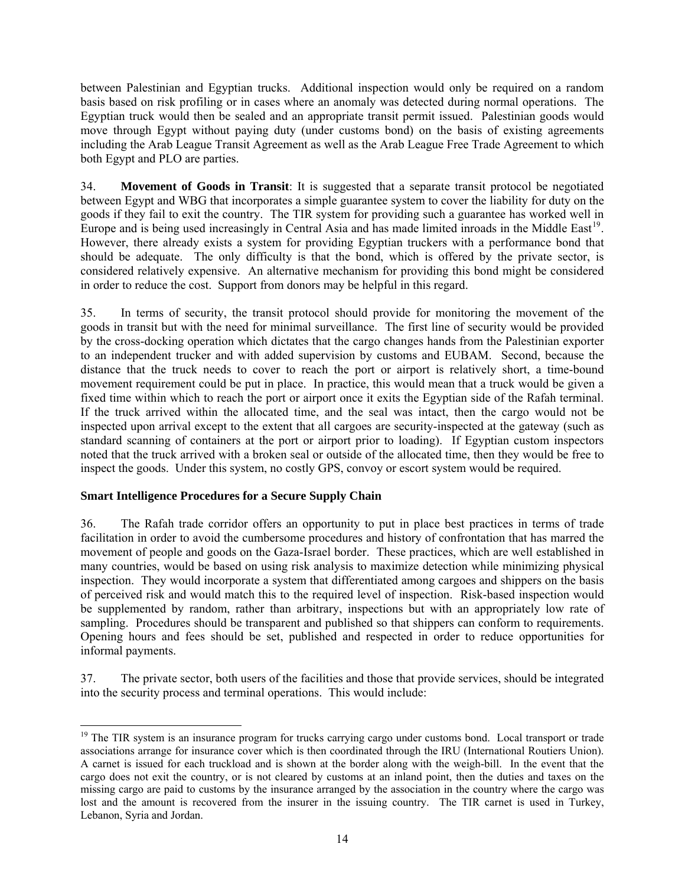between Palestinian and Egyptian trucks. Additional inspection would only be required on a random basis based on risk profiling or in cases where an anomaly was detected during normal operations. The Egyptian truck would then be sealed and an appropriate transit permit issued. Palestinian goods would move through Egypt without paying duty (under customs bond) on the basis of existing agreements including the Arab League Transit Agreement as well as the Arab League Free Trade Agreement to which both Egypt and PLO are parties.

34. **Movement of Goods in Transit**: It is suggested that a separate transit protocol be negotiated between Egypt and WBG that incorporates a simple guarantee system to cover the liability for duty on the goods if they fail to exit the country. The TIR system for providing such a guarantee has worked well in Europe and is being used increasingly in Central Asia and has made limited inroads in the Middle East[19]. However, there already exists a system for providing Egyptian truckers with a performance bond that should be adequate. The only difficulty is that the bond, which is offered by the private sector, is considered relatively expensive. An alternative mechanism for providing this bond might be considered in order to reduce the cost. Support from donors may be helpful in this regard.

35. In terms of security, the transit protocol should provide for monitoring the movement of the goods in transit but with the need for minimal surveillance. The first line of security would be provided by the cross-docking operation which dictates that the cargo changes hands from the Palestinian exporter to an independent trucker and with added supervision by customs and EUBAM. Second, because the distance that the truck needs to cover to reach the port or airport is relatively short, a time-bound movement requirement could be put in place. In practice, this would mean that a truck would be given a fixed time within which to reach the port or airport once it exits the Egyptian side of the Rafah terminal. If the truck arrived within the allocated time, and the seal was intact, then the cargo would not be inspected upon arrival except to the extent that all cargoes are security-inspected at the gateway (such as standard scanning of containers at the port or airport prior to loading). If Egyptian custom inspectors noted that the truck arrived with a broken seal or outside of the allocated time, then they would be free to inspect the goods. Under this system, no costly GPS, convoy or escort system would be required.

**Smart Intelligence Procedures for a Secure Supply Chain**

36. The Rafah trade corridor offers an opportunity to put in place best practices in terms of trade facilitation in order to avoid the cumbersome procedures and history of confrontation that has marred the movement of people and goods on the Gaza-Israel border. These practices, which are well established in many countries, would be based on using risk analysis to maximize detection while minimizing physical inspection. They would incorporate a system that differentiated among cargoes and shippers on the basis of perceived risk and would match this to the required level of inspection. Risk-based inspection would be supplemented by random, rather than arbitrary, inspections but with an appropriately low rate of sampling. Procedures should be transparent and published so that shippers can conform to requirements. Opening hours and fees should be set, published and respected in order to reduce opportunities for informal payments.

37. The private sector, both users of the facilities and those that provide services, should be integrated into the security process and terminal operations. This would include:

---

[19] The TIR system is an insurance program for trucks carrying cargo under customs bond. Local transport or trade associations arrange for insurance cover which is then coordinated through the IRU (International Routiers Union). A carnet is issued for each truckload and is shown at the border along with the weigh-bill. In the event that the cargo does not exit the country, or is not cleared by customs at an inland point, then the duties and taxes on the missing cargo are paid to customs by the insurance arranged by the association in the country where the cargo was lost and the amount is recovered from the insurer in the issuing country. The TIR carnet is used in Turkey, Lebanon, Syria and Jordan.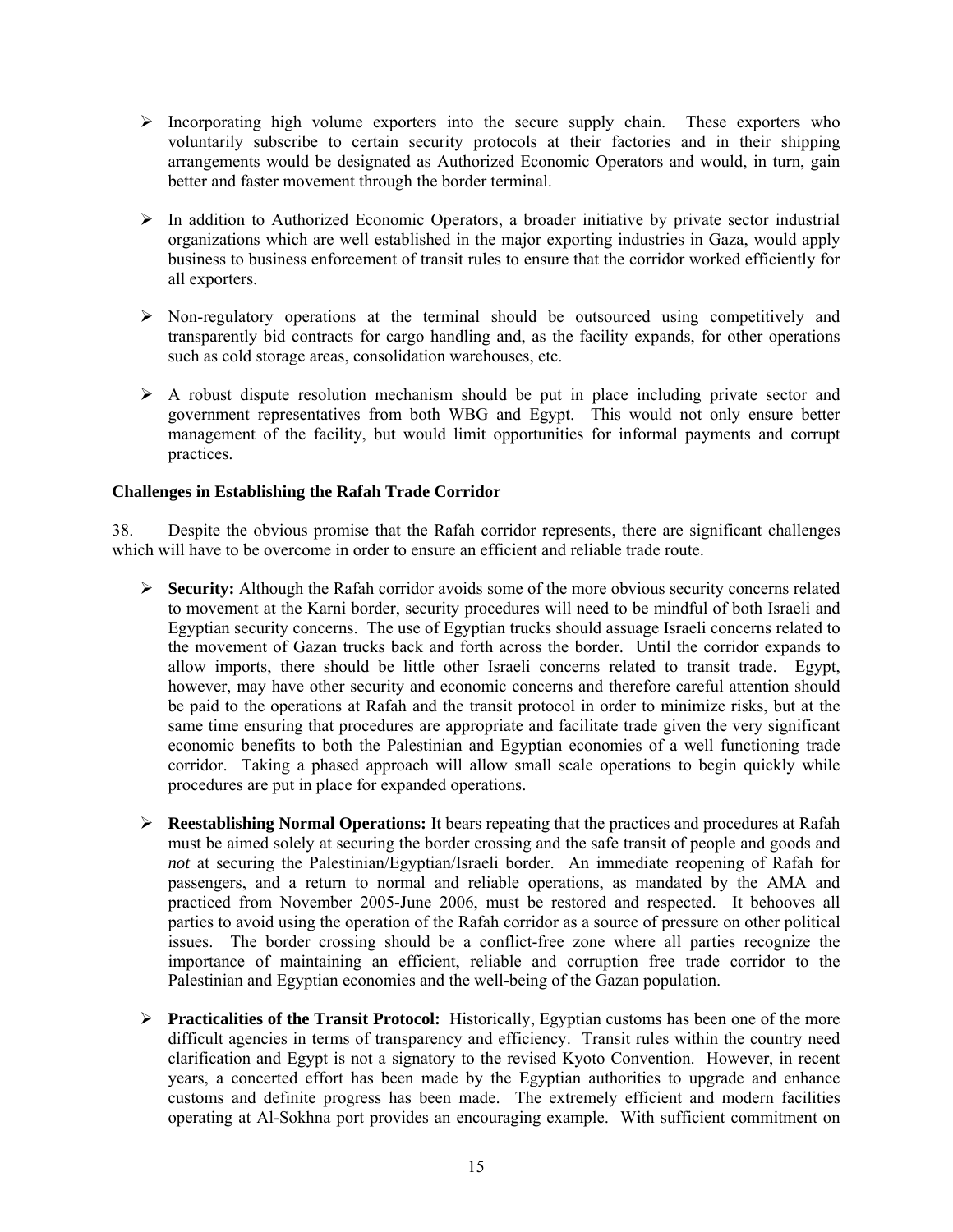- Incorporating high volume exporters into the secure supply chain. These exporters who voluntarily subscribe to certain security protocols at their factories and in their shipping arrangements would be designated as Authorized Economic Operators and would, in turn, gain better and faster movement through the border terminal.

- In addition to Authorized Economic Operators, a broader initiative by private sector industrial organizations which are well established in the major exporting industries in Gaza, would apply business to business enforcement of transit rules to ensure that the corridor worked efficiently for all exporters.

- Non-regulatory operations at the terminal should be outsourced using competitively and transparently bid contracts for cargo handling and, as the facility expands, for other operations such as cold storage areas, consolidation warehouses, etc.

- A robust dispute resolution mechanism should be put in place including private sector and government representatives from both WBG and Egypt. This would not only ensure better management of the facility, but would limit opportunities for informal payments and corrupt practices.

**Challenges in Establishing the Rafah Trade Corridor**

38. Despite the obvious promise that the Rafah corridor represents, there are significant challenges which will have to be overcome in order to ensure an efficient and reliable trade route.

- **Security:** Although the Rafah corridor avoids some of the more obvious security concerns related to movement at the Karni border, security procedures will need to be mindful of both Israeli and Egyptian security concerns. The use of Egyptian trucks should assuage Israeli concerns related to the movement of Gazan trucks back and forth across the border. Until the corridor expands to allow imports, there should be little other Israeli concerns related to transit trade. Egypt, however, may have other security and economic concerns and therefore careful attention should be paid to the operations at Rafah and the transit protocol in order to minimize risks, but at the same time ensuring that procedures are appropriate and facilitate trade given the very significant economic benefits to both the Palestinian and Egyptian economies of a well functioning trade corridor. Taking a phased approach will allow small scale operations to begin quickly while procedures are put in place for expanded operations.

- **Reestablishing Normal Operations:** It bears repeating that the practices and procedures at Rafah must be aimed solely at securing the border crossing and the safe transit of people and goods and *not* at securing the Palestinian/Egyptian/Israeli border. An immediate reopening of Rafah for passengers, and a return to normal and reliable operations, as mandated by the AMA and practiced from November 2005-June 2006, must be restored and respected. It behooves all parties to avoid using the operation of the Rafah corridor as a source of pressure on other political issues. The border crossing should be a conflict-free zone where all parties recognize the importance of maintaining an efficient, reliable and corruption free trade corridor to the Palestinian and Egyptian economies and the well-being of the Gazan population.

- **Practicalities of the Transit Protocol:** Historically, Egyptian customs has been one of the more difficult agencies in terms of transparency and efficiency. Transit rules within the country need clarification and Egypt is not a signatory to the revised Kyoto Convention. However, in recent years, a concerted effort has been made by the Egyptian authorities to upgrade and enhance customs and definite progress has been made. The extremely efficient and modern facilities operating at Al-Sokhna port provides an encouraging example. With sufficient commitment on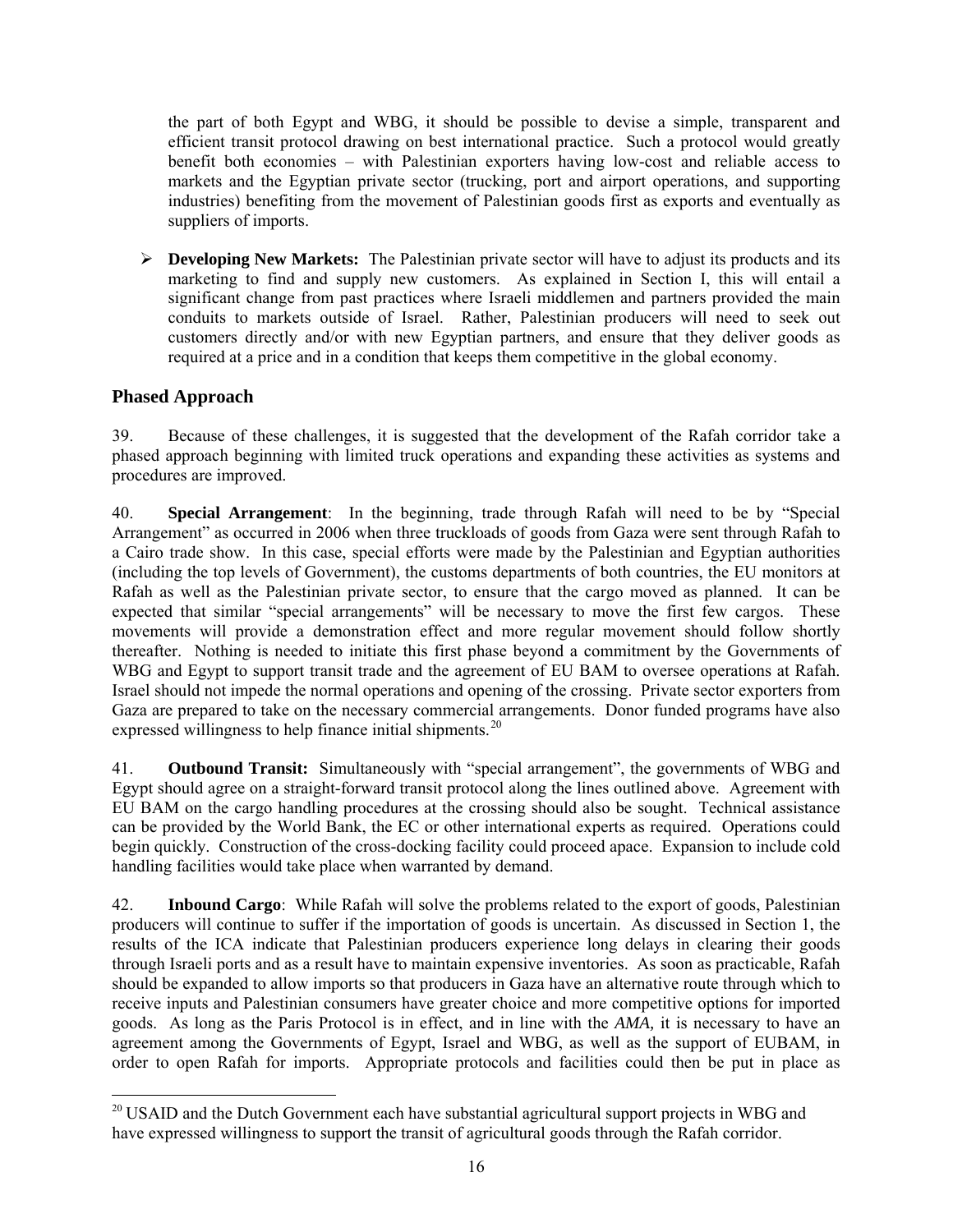the part of both Egypt and WBG, it should be possible to devise a simple, transparent and efficient transit protocol drawing on best international practice. Such a protocol would greatly benefit both economies – with Palestinian exporters having low-cost and reliable access to markets and the Egyptian private sector (trucking, port and airport operations, and supporting industries) benefiting from the movement of Palestinian goods first as exports and eventually as suppliers of imports.

- **Developing New Markets:** The Palestinian private sector will have to adjust its products and its marketing to find and supply new customers. As explained in Section I, this will entail a significant change from past practices where Israeli middlemen and partners provided the main conduits to markets outside of Israel. Rather, Palestinian producers will need to seek out customers directly and/or with new Egyptian partners, and ensure that they deliver goods as required at a price and in a condition that keeps them competitive in the global economy.

## Phased Approach

39. Because of these challenges, it is suggested that the development of the Rafah corridor take a phased approach beginning with limited truck operations and expanding these activities as systems and procedures are improved.

40. **Special Arrangement**: In the beginning, trade through Rafah will need to be by "Special Arrangement" as occurred in 2006 when three truckloads of goods from Gaza were sent through Rafah to a Cairo trade show. In this case, special efforts were made by the Palestinian and Egyptian authorities (including the top levels of Government), the customs departments of both countries, the EU monitors at Rafah as well as the Palestinian private sector, to ensure that the cargo moved as planned. It can be expected that similar "special arrangements" will be necessary to move the first few cargos. These movements will provide a demonstration effect and more regular movement should follow shortly thereafter. Nothing is needed to initiate this first phase beyond a commitment by the Governments of WBG and Egypt to support transit trade and the agreement of EU BAM to oversee operations at Rafah. Israel should not impede the normal operations and opening of the crossing. Private sector exporters from Gaza are prepared to take on the necessary commercial arrangements. Donor funded programs have also expressed willingness to help finance initial shipments.[20]

41. **Outbound Transit:** Simultaneously with "special arrangement", the governments of WBG and Egypt should agree on a straight-forward transit protocol along the lines outlined above. Agreement with EU BAM on the cargo handling procedures at the crossing should also be sought. Technical assistance can be provided by the World Bank, the EC or other international experts as required. Operations could begin quickly. Construction of the cross-docking facility could proceed apace. Expansion to include cold handling facilities would take place when warranted by demand.

42. **Inbound Cargo**: While Rafah will solve the problems related to the export of goods, Palestinian producers will continue to suffer if the importation of goods is uncertain. As discussed in Section 1, the results of the ICA indicate that Palestinian producers experience long delays in clearing their goods through Israeli ports and as a result have to maintain expensive inventories. As soon as practicable, Rafah should be expanded to allow imports so that producers in Gaza have an alternative route through which to receive inputs and Palestinian consumers have greater choice and more competitive options for imported goods. As long as the Paris Protocol is in effect, and in line with the *AMA,* it is necessary to have an agreement among the Governments of Egypt, Israel and WBG, as well as the support of EUBAM, in order to open Rafah for imports. Appropriate protocols and facilities could then be put in place as

[20] USAID and the Dutch Government each have substantial agricultural support projects in WBG and have expressed willingness to support the transit of agricultural goods through the Rafah corridor.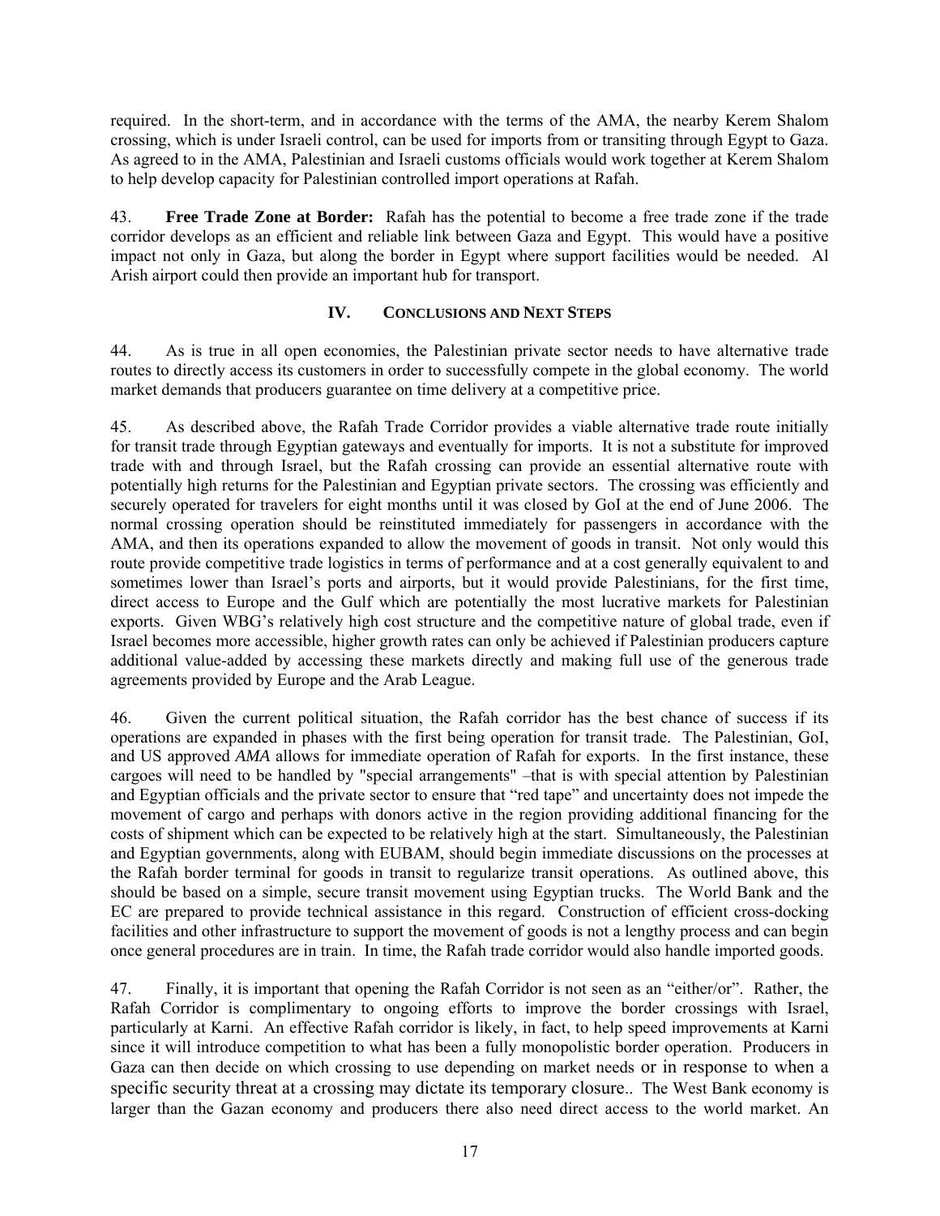required. In the short-term, and in accordance with the terms of the AMA, the nearby Kerem Shalom crossing, which is under Israeli control, can be used for imports from or transiting through Egypt to Gaza. As agreed to in the AMA, Palestinian and Israeli customs officials would work together at Kerem Shalom to help develop capacity for Palestinian controlled import operations at Rafah.

43. **Free Trade Zone at Border:** Rafah has the potential to become a free trade zone if the trade corridor develops as an efficient and reliable link between Gaza and Egypt. This would have a positive impact not only in Gaza, but along the border in Egypt where support facilities would be needed. Al Arish airport could then provide an important hub for transport.

## IV. CONCLUSIONS AND NEXT STEPS

44. As is true in all open economies, the Palestinian private sector needs to have alternative trade routes to directly access its customers in order to successfully compete in the global economy. The world market demands that producers guarantee on time delivery at a competitive price.

45. As described above, the Rafah Trade Corridor provides a viable alternative trade route initially for transit trade through Egyptian gateways and eventually for imports. It is not a substitute for improved trade with and through Israel, but the Rafah crossing can provide an essential alternative route with potentially high returns for the Palestinian and Egyptian private sectors. The crossing was efficiently and securely operated for travelers for eight months until it was closed by GoI at the end of June 2006. The normal crossing operation should be reinstituted immediately for passengers in accordance with the AMA, and then its operations expanded to allow the movement of goods in transit. Not only would this route provide competitive trade logistics in terms of performance and at a cost generally equivalent to and sometimes lower than Israel's ports and airports, but it would provide Palestinians, for the first time, direct access to Europe and the Gulf which are potentially the most lucrative markets for Palestinian exports. Given WBG's relatively high cost structure and the competitive nature of global trade, even if Israel becomes more accessible, higher growth rates can only be achieved if Palestinian producers capture additional value-added by accessing these markets directly and making full use of the generous trade agreements provided by Europe and the Arab League.

46. Given the current political situation, the Rafah corridor has the best chance of success if its operations are expanded in phases with the first being operation for transit trade. The Palestinian, GoI, and US approved *AMA* allows for immediate operation of Rafah for exports. In the first instance, these cargoes will need to be handled by "special arrangements" –that is with special attention by Palestinian and Egyptian officials and the private sector to ensure that "red tape" and uncertainty does not impede the movement of cargo and perhaps with donors active in the region providing additional financing for the costs of shipment which can be expected to be relatively high at the start. Simultaneously, the Palestinian and Egyptian governments, along with EUBAM, should begin immediate discussions on the processes at the Rafah border terminal for goods in transit to regularize transit operations. As outlined above, this should be based on a simple, secure transit movement using Egyptian trucks. The World Bank and the EC are prepared to provide technical assistance in this regard. Construction of efficient cross-docking facilities and other infrastructure to support the movement of goods is not a lengthy process and can begin once general procedures are in train. In time, the Rafah trade corridor would also handle imported goods.

47. Finally, it is important that opening the Rafah Corridor is not seen as an "either/or". Rather, the Rafah Corridor is complimentary to ongoing efforts to improve the border crossings with Israel, particularly at Karni. An effective Rafah corridor is likely, in fact, to help speed improvements at Karni since it will introduce competition to what has been a fully monopolistic border operation. Producers in Gaza can then decide on which crossing to use depending on market needs or in response to when a specific security threat at a crossing may dictate its temporary closure.. The West Bank economy is larger than the Gazan economy and producers there also need direct access to the world market. An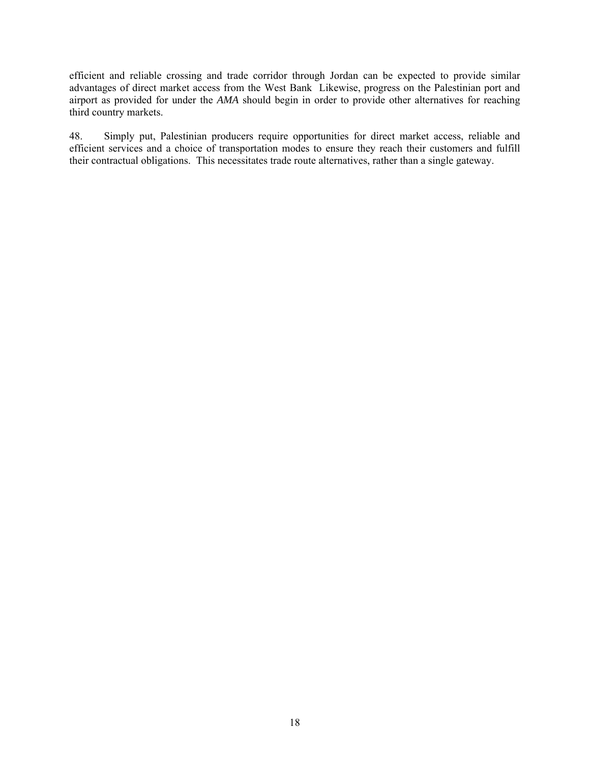efficient and reliable crossing and trade corridor through Jordan can be expected to provide similar advantages of direct market access from the West Bank Likewise, progress on the Palestinian port and airport as provided for under the *AMA* should begin in order to provide other alternatives for reaching third country markets.

48. Simply put, Palestinian producers require opportunities for direct market access, reliable and efficient services and a choice of transportation modes to ensure they reach their customers and fulfill their contractual obligations. This necessitates trade route alternatives, rather than a single gateway.